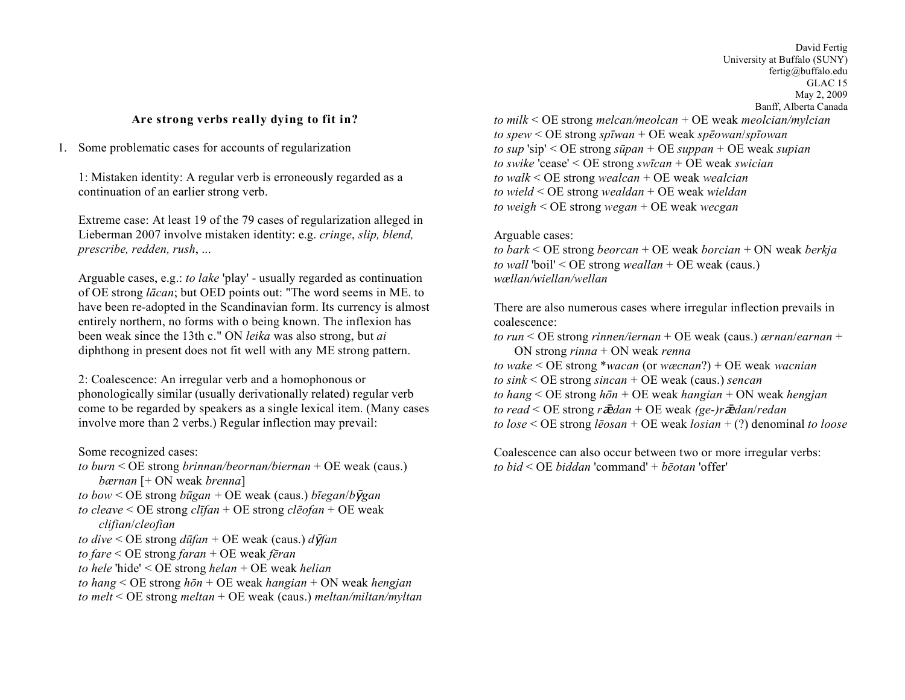David Fertig
University at Buffalo (SUNY)
fertig@buffalo.edu
GLAC 15
May 2, 2009
Banff, Alberta Canada

## Are strong verbs really dying to fit in?

1. Some problematic cases for accounts of regularization

1: Mistaken identity: A regular verb is erroneously regarded as a continuation of an earlier strong verb.

Extreme case: At least 19 of the 79 cases of regularization alleged in Lieberman 2007 involve mistaken identity: e.g. *cringe*, *slip, blend, prescribe, redden, rush*, ...

Arguable cases, e.g.: *to lake* 'play' - usually regarded as continuation of OE strong *lācan*; but OED points out: "The word seems in ME. to have been re-adopted in the Scandinavian form. Its currency is almost entirely northern, no forms with o being known. The inflexion has been weak since the 13th c." ON *leika* was also strong, but *ai* diphthong in present does not fit well with any ME strong pattern.

2: Coalescence: An irregular verb and a homophonous or phonologically similar (usually derivationally related) regular verb come to be regarded by speakers as a single lexical item. (Many cases involve more than 2 verbs.) Regular inflection may prevail:

Some recognized cases:
*to burn* < OE strong *brinnan/beornan/biernan* + OE weak (caus.) *bærnan* [+ ON weak *brenna*]
*to bow* < OE strong *būgan* + OE weak (caus.) *bīegan*/*bȳgan*
*to cleave* < OE strong *clīfan* + OE strong *clēofan* + OE weak *clifian*/*cleofian*
*to dive* < OE strong *dūfan* + OE weak (caus.) *dȳfan*
*to fare* < OE strong *faran* + OE weak *fēran*
*to hele* 'hide' < OE strong *helan* + OE weak *helian*
*to hang* < OE strong *hōn* + OE weak *hangian* + ON weak *hengjan*
*to melt* < OE strong *meltan* + OE weak (caus.) *meltan/miltan/myltan*
*to milk* < OE strong *melcan/meolcan* + OE weak *meolcian/mylcian*
*to spew* < OE strong *spīwan* + OE weak *spēowan*/*spīowan*
*to sup* 'sip' < OE strong *sūpan* + OE *suppan* + OE weak *supian*
*to swike* 'cease' < OE strong *swīcan* + OE weak *swician*
*to walk* < OE strong *wealcan* + OE weak *wealcian*
*to wield* < OE strong *wealdan* + OE weak *wieldan*
*to weigh* < OE strong *wegan* + OE weak *wecgan*

Arguable cases:
*to bark* < OE strong *beorcan* + OE weak *borcian* + ON weak *berkja*
*to wall* 'boil' < OE strong *weallan* + OE weak (caus.) *wællan/wiellan/wellan*

There are also numerous cases where irregular inflection prevails in coalescence:
*to run* < OE strong *rinnen/iernan* + OE weak (caus.) *ærnan*/*earnan* + ON strong *rinna* + ON weak *renna*
*to wake* < OE strong \**wacan* (or *wæcnan*?) + OE weak *wacnian*
*to sink* < OE strong *sincan* + OE weak (caus.) *sencan*
*to hang* < OE strong *hōn* + OE weak *hangian* + ON weak *hengjan*
*to read* < OE strong *rǣdan* + OE weak *(ge-)rǣdan*/*redan*
*to lose* < OE strong *lēosan* + OE weak *losian* + (?) denominal *to loose*

Coalescence can also occur between two or more irregular verbs:
*to bid* < OE *biddan* 'command' + *bēotan* 'offer'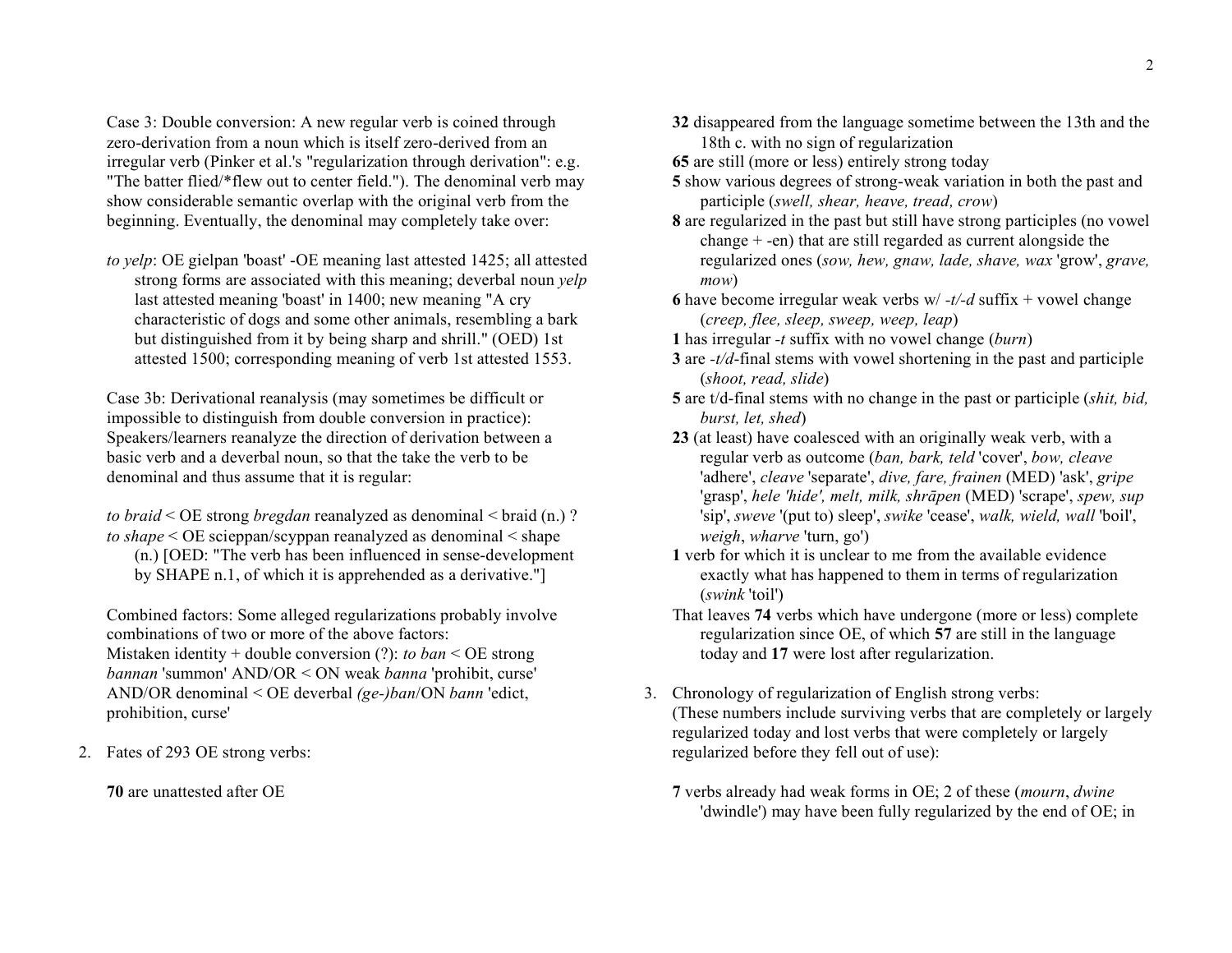Case 3: Double conversion: A new regular verb is coined through zero-derivation from a noun which is itself zero-derived from an irregular verb (Pinker et al.'s "regularization through derivation": e.g. "The batter flied/*flew out to center field."). The denominal verb may show considerable semantic overlap with the original verb from the beginning. Eventually, the denominal may completely take over:

*to yelp*: OE gielpan 'boast' -OE meaning last attested 1425; all attested strong forms are associated with this meaning; deverbal noun *yelp* last attested meaning 'boast' in 1400; new meaning "A cry characteristic of dogs and some other animals, resembling a bark but distinguished from it by being sharp and shrill." (OED) 1st attested 1500; corresponding meaning of verb 1st attested 1553.

Case 3b: Derivational reanalysis (may sometimes be difficult or impossible to distinguish from double conversion in practice): Speakers/learners reanalyze the direction of derivation between a basic verb and a deverbal noun, so that the take the verb to be denominal and thus assume that it is regular:

*to braid* < OE strong *bregdan* reanalyzed as denominal < braid (n.) ?
*to shape* < OE scieppan/scyppan reanalyzed as denominal < shape (n.) [OED: "The verb has been influenced in sense-development by SHAPE n.1, of which it is apprehended as a derivative."]

Combined factors: Some alleged regularizations probably involve combinations of two or more of the above factors:
Mistaken identity + double conversion (?): *to ban* < OE strong *bannan* 'summon' AND/OR < ON weak *banna* 'prohibit, curse' AND/OR denominal < OE deverbal *(ge-)ban*/ON *bann* 'edict, prohibition, curse'

2. Fates of 293 OE strong verbs:

**70** are unattested after OE

**32** disappeared from the language sometime between the 13th and the 18th c. with no sign of regularization

**65** are still (more or less) entirely strong today

**5** show various degrees of strong-weak variation in both the past and participle (*swell, shear, heave, tread, crow*)

**8** are regularized in the past but still have strong participles (no vowel change + -en) that are still regarded as current alongside the regularized ones (*sow, hew, gnaw, lade, shave, wax* 'grow', *grave, mow*)

**6** have become irregular weak verbs w/ *-t/-d* suffix + vowel change (*creep, flee, sleep, sweep, weep, leap*)

**1** has irregular *-t* suffix with no vowel change (*burn*)

**3** are *-t/d*-final stems with vowel shortening in the past and participle (*shoot, read, slide*)

**5** are t/d-final stems with no change in the past or participle (*shit, bid, burst, let, shed*)

**23** (at least) have coalesced with an originally weak verb, with a regular verb as outcome (*ban, bark, teld* 'cover', *bow, cleave* 'adhere', *cleave* 'separate', *dive, fare, frainen* (MED) 'ask', *gripe* 'grasp', *hele 'hide', melt, milk, shrāpen* (MED) 'scrape', *spew, sup* 'sip', *sweve* '(put to) sleep', *swike* 'cease', *walk, wield, wall* 'boil', *weigh*, *wharve* 'turn, go')

**1** verb for which it is unclear to me from the available evidence exactly what has happened to them in terms of regularization (*swink* 'toil')

That leaves **74** verbs which have undergone (more or less) complete regularization since OE, of which **57** are still in the language today and **17** were lost after regularization.

3. Chronology of regularization of English strong verbs:
(These numbers include surviving verbs that are completely or largely regularized today and lost verbs that were completely or largely regularized before they fell out of use):

**7** verbs already had weak forms in OE; 2 of these (*mourn*, *dwine* 'dwindle') may have been fully regularized by the end of OE; in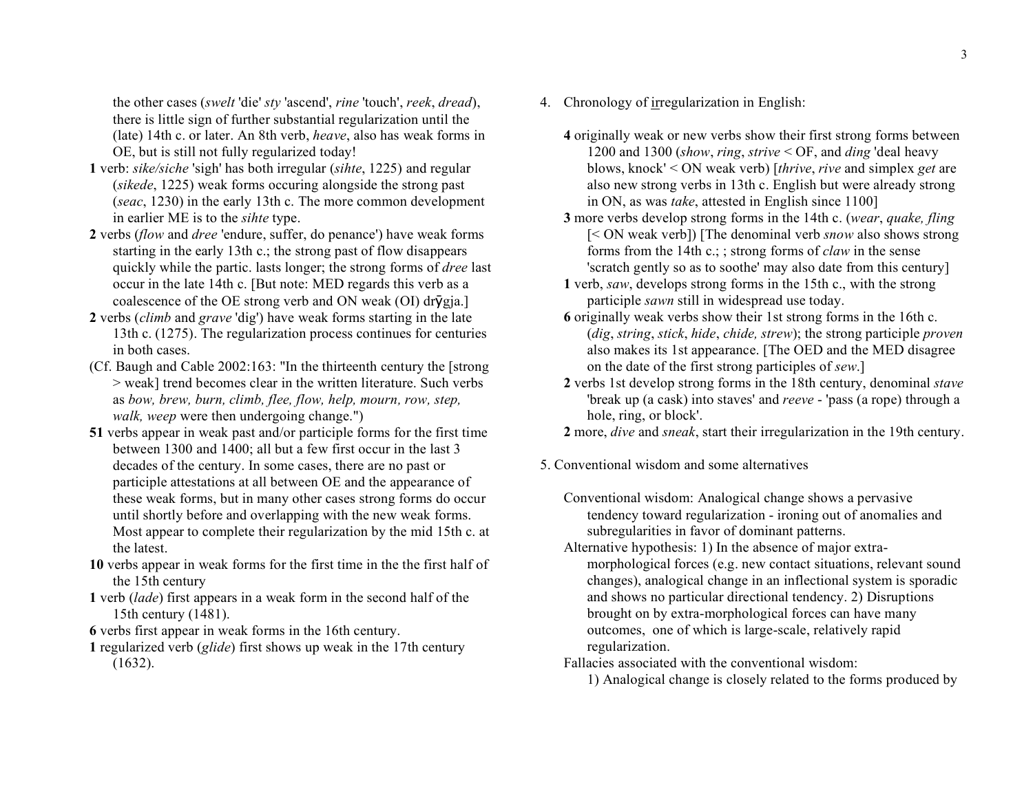the other cases (*swelt* 'die' *sty* 'ascend', *rine* 'touch', *reek*, *dread*), there is little sign of further substantial regularization until the (late) 14th c. or later. An 8th verb, *heave*, also has weak forms in OE, but is still not fully regularized today!

**1** verb: *sike/siche* 'sigh' has both irregular (*sihte*, 1225) and regular (*sikede*, 1225) weak forms occuring alongside the strong past (*seac*, 1230) in the early 13th c. The more common development in earlier ME is to the *sihte* type.

**2** verbs (*flow* and *dree* 'endure, suffer, do penance') have weak forms starting in the early 13th c.; the strong past of flow disappears quickly while the partic. lasts longer; the strong forms of *dree* last occur in the late 14th c. [But note: MED regards this verb as a coalescence of the OE strong verb and ON weak (OI) drȳgja.]

**2** verbs (*climb* and *grave* 'dig') have weak forms starting in the late 13th c. (1275). The regularization process continues for centuries in both cases.

(Cf. Baugh and Cable 2002:163: "In the thirteenth century the [strong > weak] trend becomes clear in the written literature. Such verbs as *bow, brew, burn, climb, flee, flow, help, mourn, row, step, walk, weep* were then undergoing change.")

**51** verbs appear in weak past and/or participle forms for the first time between 1300 and 1400; all but a few first occur in the last 3 decades of the century. In some cases, there are no past or participle attestations at all between OE and the appearance of these weak forms, but in many other cases strong forms do occur until shortly before and overlapping with the new weak forms. Most appear to complete their regularization by the mid 15th c. at the latest.

**10** verbs appear in weak forms for the first time in the the first half of the 15th century

**1** verb (*lade*) first appears in a weak form in the second half of the 15th century (1481).

**6** verbs first appear in weak forms in the 16th century.

**1** regularized verb (*glide*) first shows up weak in the 17th century (1632).

4. Chronology of irregularization in English:

**4** originally weak or new verbs show their first strong forms between 1200 and 1300 (*show*, *ring*, *strive* < OF, and *ding* 'deal heavy blows, knock' < ON weak verb) [*thrive*, *rive* and simplex *get* are also new strong verbs in 13th c. English but were already strong in ON, as was *take*, attested in English since 1100]

**3** more verbs develop strong forms in the 14th c. (*wear*, *quake, fling* [< ON weak verb]) [The denominal verb *snow* also shows strong forms from the 14th c.; ; strong forms of *claw* in the sense 'scratch gently so as to soothe' may also date from this century]

**1** verb, *saw*, develops strong forms in the 15th c., with the strong participle *sawn* still in widespread use today.

**6** originally weak verbs show their 1st strong forms in the 16th c. (*dig*, *string*, *stick*, *hide*, *chide, strew*); the strong participle *proven* also makes its 1st appearance. [The OED and the MED disagree on the date of the first strong participles of *sew*.]

**2** verbs 1st develop strong forms in the 18th century, denominal *stave* 'break up (a cask) into staves' and *reeve* - 'pass (a rope) through a hole, ring, or block'.

**2** more, *dive* and *sneak*, start their irregularization in the 19th century.

5. Conventional wisdom and some alternatives

Conventional wisdom: Analogical change shows a pervasive tendency toward regularization - ironing out of anomalies and subregularities in favor of dominant patterns.

Alternative hypothesis: 1) In the absence of major extra-morphological forces (e.g. new contact situations, relevant sound changes), analogical change in an inflectional system is sporadic and shows no particular directional tendency. 2) Disruptions brought on by extra-morphological forces can have many outcomes, one of which is large-scale, relatively rapid regularization.

Fallacies associated with the conventional wisdom:

1) Analogical change is closely related to the forms produced by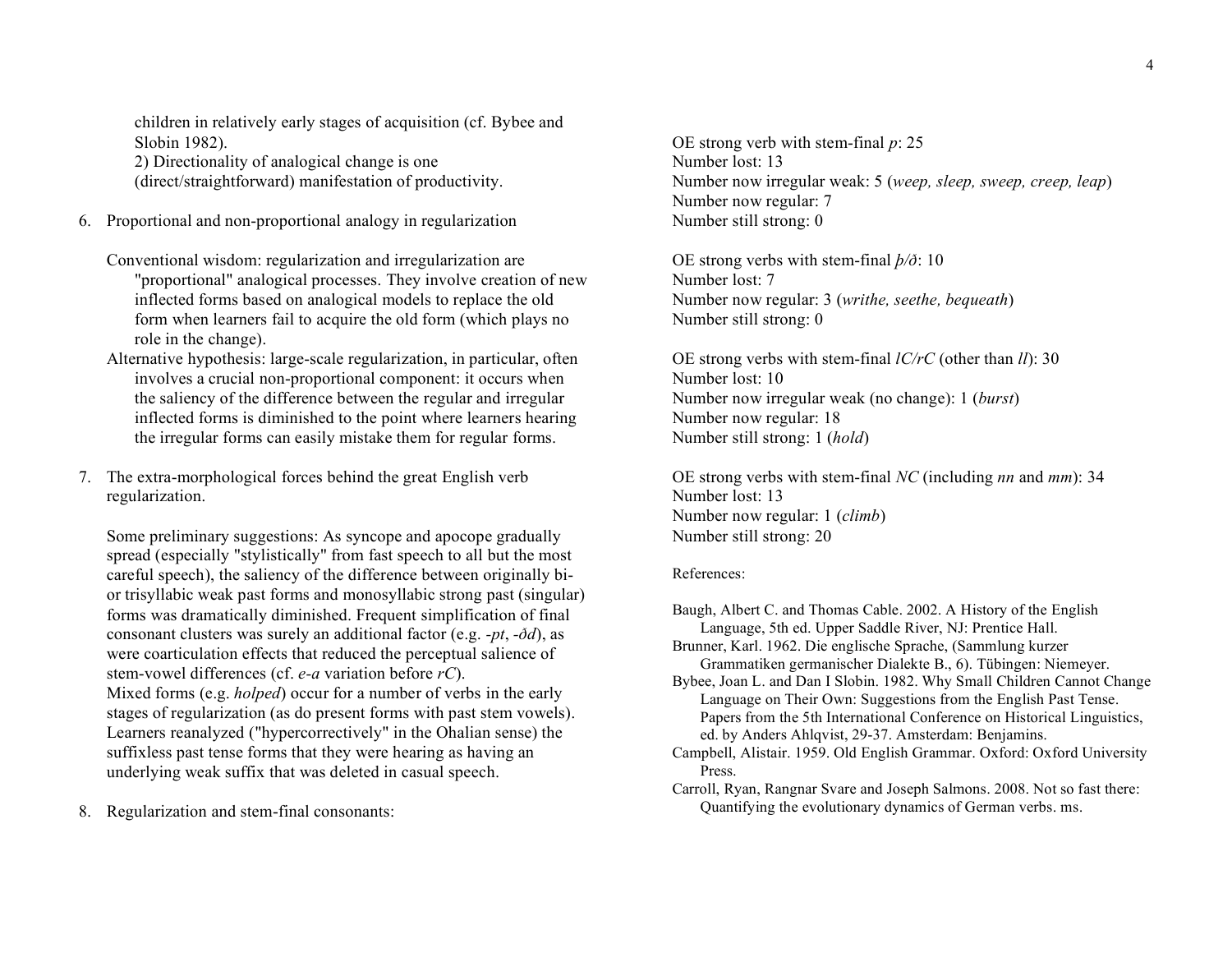children in relatively early stages of acquisition (cf. Bybee and Slobin 1982).
2) Directionality of analogical change is one (direct/straightforward) manifestation of productivity.

6. Proportional and non-proportional analogy in regularization

Conventional wisdom: regularization and irregularization are "proportional" analogical processes. They involve creation of new inflected forms based on analogical models to replace the old form when learners fail to acquire the old form (which plays no role in the change).
Alternative hypothesis: large-scale regularization, in particular, often involves a crucial non-proportional component: it occurs when the saliency of the difference between the regular and irregular inflected forms is diminished to the point where learners hearing the irregular forms can easily mistake them for regular forms.

7. The extra-morphological forces behind the great English verb regularization.

Some preliminary suggestions: As syncope and apocope gradually spread (especially "stylistically" from fast speech to all but the most careful speech), the saliency of the difference between originally bi- or trisyllabic weak past forms and monosyllabic strong past (singular) forms was dramatically diminished. Frequent simplification of final consonant clusters was surely an additional factor (e.g. *-pt*, *-ðd*), as were coarticulation effects that reduced the perceptual salience of stem-vowel differences (cf. *e-a* variation before *rC*).
Mixed forms (e.g. *holped*) occur for a number of verbs in the early stages of regularization (as do present forms with past stem vowels). Learners reanalyzed ("hypercorrectively" in the Ohalian sense) the suffixless past tense forms that they were hearing as having an underlying weak suffix that was deleted in casual speech.

8. Regularization and stem-final consonants:

OE strong verb with stem-final *p*: 25
Number lost: 13
Number now irregular weak: 5 (*weep, sleep, sweep, creep, leap*)
Number now regular: 7
Number still strong: 0

OE strong verbs with stem-final *þ/ð*: 10
Number lost: 7
Number now regular: 3 (*writhe, seethe, bequeath*)
Number still strong: 0

OE strong verbs with stem-final *lC/rC* (other than *ll*): 30
Number lost: 10
Number now irregular weak (no change): 1 (*burst*)
Number now regular: 18
Number still strong: 1 (*hold*)

OE strong verbs with stem-final *NC* (including *nn* and *mm*): 34
Number lost: 13
Number now regular: 1 (*climb*)
Number still strong: 20

References:

Baugh, Albert C. and Thomas Cable. 2002. A History of the English Language, 5th ed. Upper Saddle River, NJ: Prentice Hall.
Brunner, Karl. 1962. Die englische Sprache, (Sammlung kurzer Grammatiken germanischer Dialekte B., 6). Tübingen: Niemeyer.
Bybee, Joan L. and Dan I Slobin. 1982. Why Small Children Cannot Change Language on Their Own: Suggestions from the English Past Tense. Papers from the 5th International Conference on Historical Linguistics, ed. by Anders Ahlqvist, 29-37. Amsterdam: Benjamins.
Campbell, Alistair. 1959. Old English Grammar. Oxford: Oxford University Press.
Carroll, Ryan, Rangnar Svare and Joseph Salmons. 2008. Not so fast there: Quantifying the evolutionary dynamics of German verbs. ms.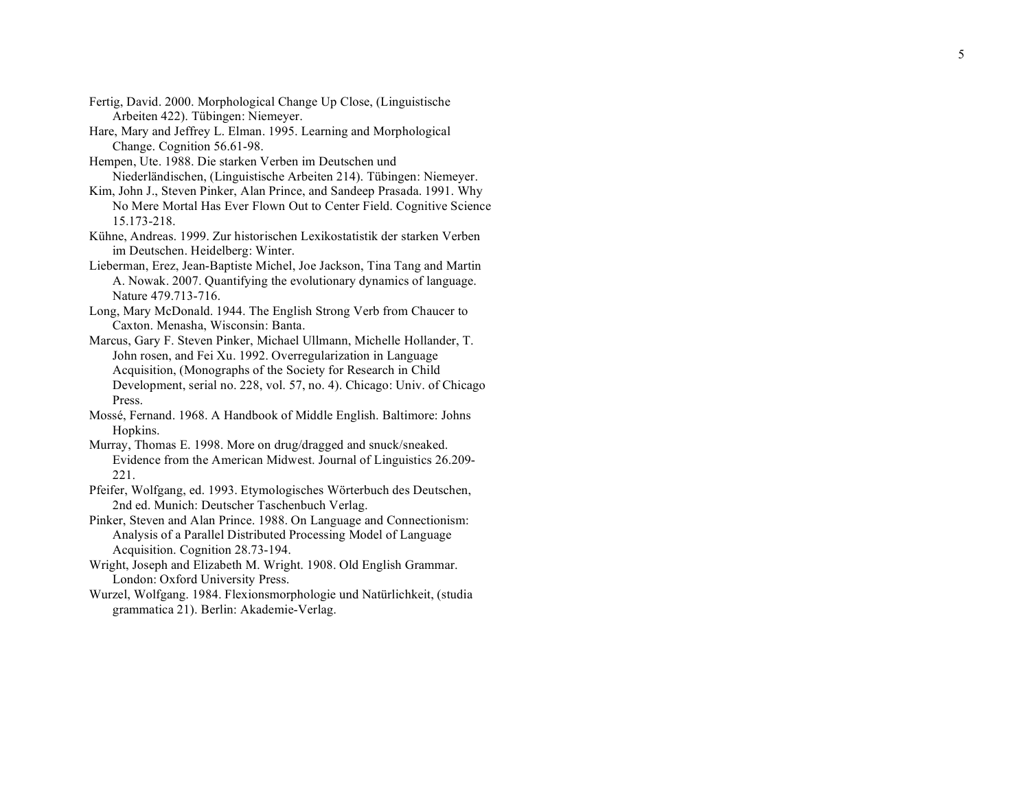Fertig, David. 2000. Morphological Change Up Close, (Linguistische Arbeiten 422). Tübingen: Niemeyer.

Hare, Mary and Jeffrey L. Elman. 1995. Learning and Morphological Change. Cognition 56.61-98.

Hempen, Ute. 1988. Die starken Verben im Deutschen und Niederländischen, (Linguistische Arbeiten 214). Tübingen: Niemeyer.

Kim, John J., Steven Pinker, Alan Prince, and Sandeep Prasada. 1991. Why No Mere Mortal Has Ever Flown Out to Center Field. Cognitive Science 15.173-218.

Kühne, Andreas. 1999. Zur historischen Lexikostatistik der starken Verben im Deutschen. Heidelberg: Winter.

Lieberman, Erez, Jean-Baptiste Michel, Joe Jackson, Tina Tang and Martin A. Nowak. 2007. Quantifying the evolutionary dynamics of language. Nature 479.713-716.

Long, Mary McDonald. 1944. The English Strong Verb from Chaucer to Caxton. Menasha, Wisconsin: Banta.

Marcus, Gary F. Steven Pinker, Michael Ullmann, Michelle Hollander, T. John rosen, and Fei Xu. 1992. Overregularization in Language Acquisition, (Monographs of the Society for Research in Child Development, serial no. 228, vol. 57, no. 4). Chicago: Univ. of Chicago Press.

Mossé, Fernand. 1968. A Handbook of Middle English. Baltimore: Johns Hopkins.

Murray, Thomas E. 1998. More on drug/dragged and snuck/sneaked. Evidence from the American Midwest. Journal of Linguistics 26.209-221.

Pfeifer, Wolfgang, ed. 1993. Etymologisches Wörterbuch des Deutschen, 2nd ed. Munich: Deutscher Taschenbuch Verlag.

Pinker, Steven and Alan Prince. 1988. On Language and Connectionism: Analysis of a Parallel Distributed Processing Model of Language Acquisition. Cognition 28.73-194.

Wright, Joseph and Elizabeth M. Wright. 1908. Old English Grammar. London: Oxford University Press.

Wurzel, Wolfgang. 1984. Flexionsmorphologie und Natürlichkeit, (studia grammatica 21). Berlin: Akademie-Verlag.